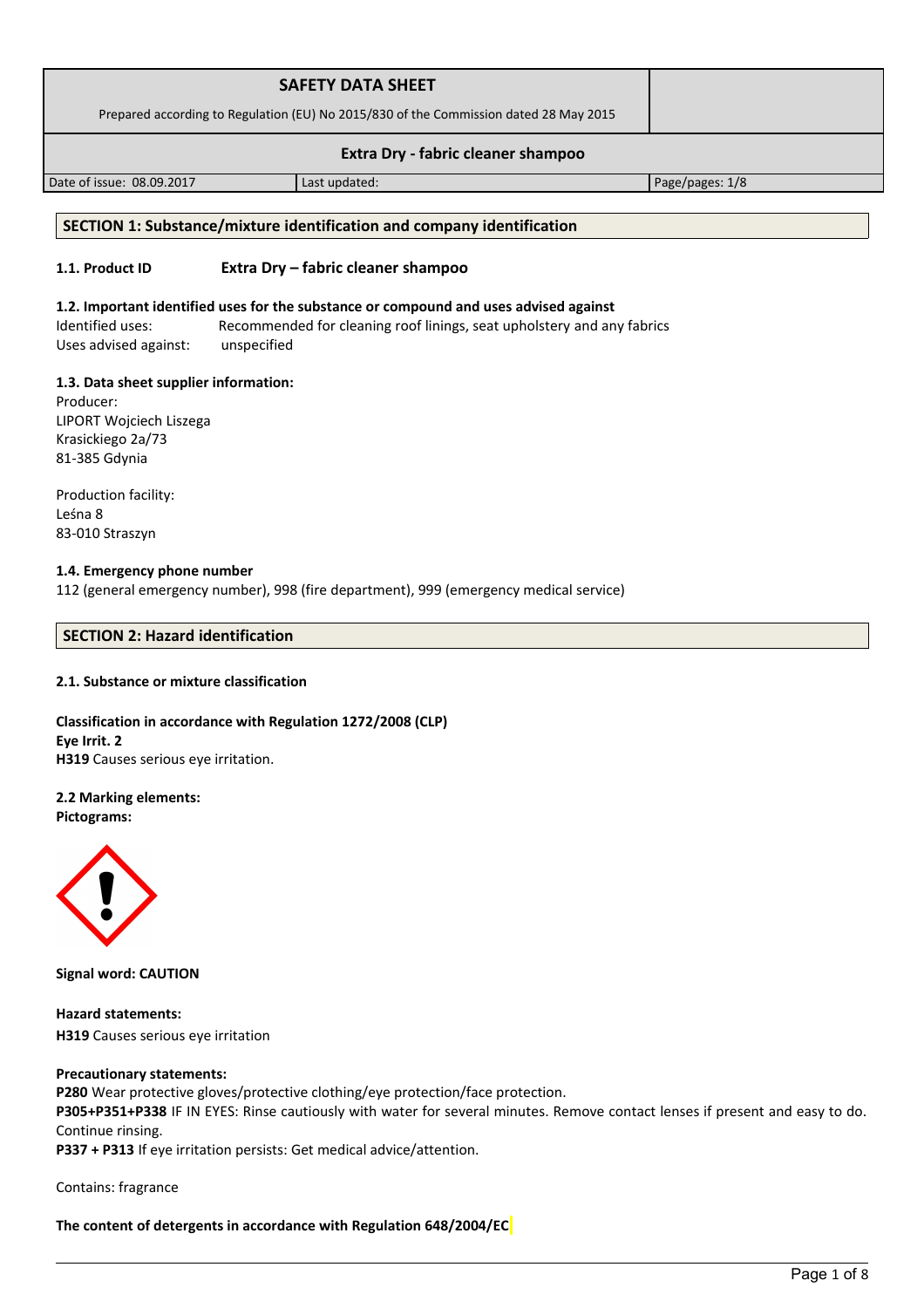# SAFETY DATA SHEET

Prepared according to Regulation (EU) No 2015/830 of the Commission dated 28 May 2015

**Extra Dry - fabric cleaner shampoo**

| Date of issue: 08.09.2017 | Last updated: | Page/pages: 1/8 |
|---|---|---|

## SECTION 1: Substance/mixture identification and company identification

**1.1. Product ID** **Extra Dry – fabric cleaner shampoo**

**1.2. Important identified uses for the substance or compound and uses advised against**

Identified uses: Recommended for cleaning roof linings, seat upholstery and any fabrics

Uses advised against: unspecified

**1.3. Data sheet supplier information:**

Producer:
LIPORT Wojciech Liszega
Krasickiego 2a/73
81-385 Gdynia

Production facility:
Leśna 8
83-010 Straszyn

**1.4. Emergency phone number**

112 (general emergency number), 998 (fire department), 999 (emergency medical service)

## SECTION 2: Hazard identification

**2.1. Substance or mixture classification**

**Classification in accordance with Regulation 1272/2008 (CLP)**
**Eye Irrit. 2**
**H319** Causes serious eye irritation.

**2.2 Marking elements:**
**Pictograms:**

**Signal word: CAUTION**

**Hazard statements:**
**H319** Causes serious eye irritation

**Precautionary statements:**
**P280** Wear protective gloves/protective clothing/eye protection/face protection.
**P305+P351+P338** IF IN EYES: Rinse cautiously with water for several minutes. Remove contact lenses if present and easy to do. Continue rinsing.
**P337 + P313** If eye irritation persists: Get medical advice/attention.

Contains: fragrance

**The content of detergents in accordance with Regulation 648/2004/EC**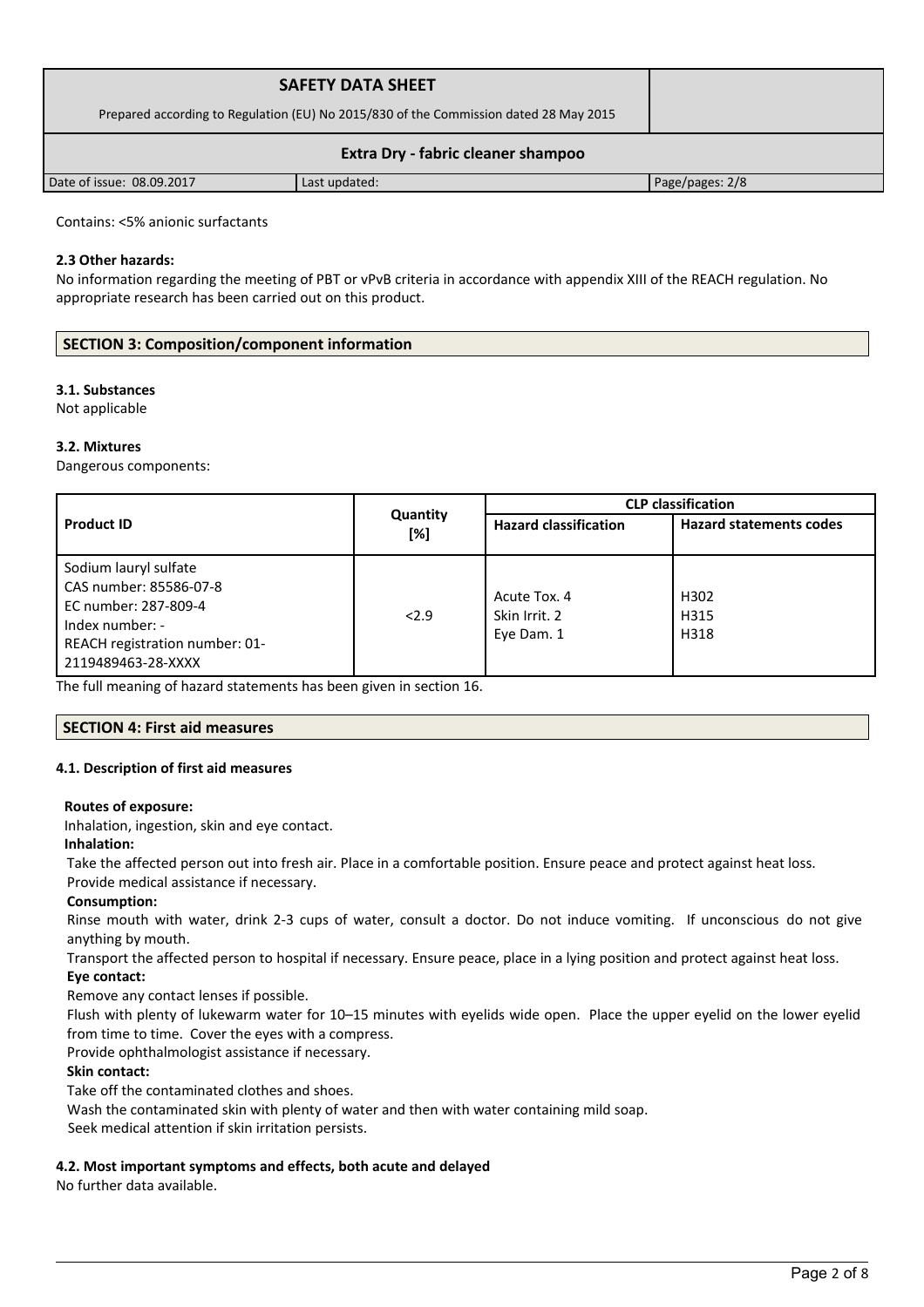Contains: <5% anionic surfactants

**2.3 Other hazards:**

No information regarding the meeting of PBT or vPvB criteria in accordance with appendix XIII of the REACH regulation. No appropriate research has been carried out on this product.

## SECTION 3: Composition/component information

**3.1. Substances**

Not applicable

**3.2. Mixtures**

Dangerous components:

| Product ID | Quantity [%] | CLP classification | |
|---|---|---|---|
| | | Hazard classification | Hazard statements codes |
| Sodium lauryl sulfate<br>CAS number: 85586-07-8<br>EC number: 287-809-4<br>Index number: -<br>REACH registration number: 01-2119489463-28-XXXX | <2.9 | Acute Tox. 4<br>Skin Irrit. 2<br>Eye Dam. 1 | H302<br>H315<br>H318 |

The full meaning of hazard statements has been given in section 16.

## SECTION 4: First aid measures

**4.1. Description of first aid measures**

**Routes of exposure:**

Inhalation, ingestion, skin and eye contact.

**Inhalation:**

Take the affected person out into fresh air. Place in a comfortable position. Ensure peace and protect against heat loss. Provide medical assistance if necessary.

**Consumption:**

Rinse mouth with water, drink 2-3 cups of water, consult a doctor. Do not induce vomiting. If unconscious do not give anything by mouth.

Transport the affected person to hospital if necessary. Ensure peace, place in a lying position and protect against heat loss.

**Eye contact:**

Remove any contact lenses if possible.

Flush with plenty of lukewarm water for 10–15 minutes with eyelids wide open. Place the upper eyelid on the lower eyelid from time to time. Cover the eyes with a compress.

Provide ophthalmologist assistance if necessary.

**Skin contact:**

Take off the contaminated clothes and shoes.

Wash the contaminated skin with plenty of water and then with water containing mild soap.

Seek medical attention if skin irritation persists.

**4.2. Most important symptoms and effects, both acute and delayed**

No further data available.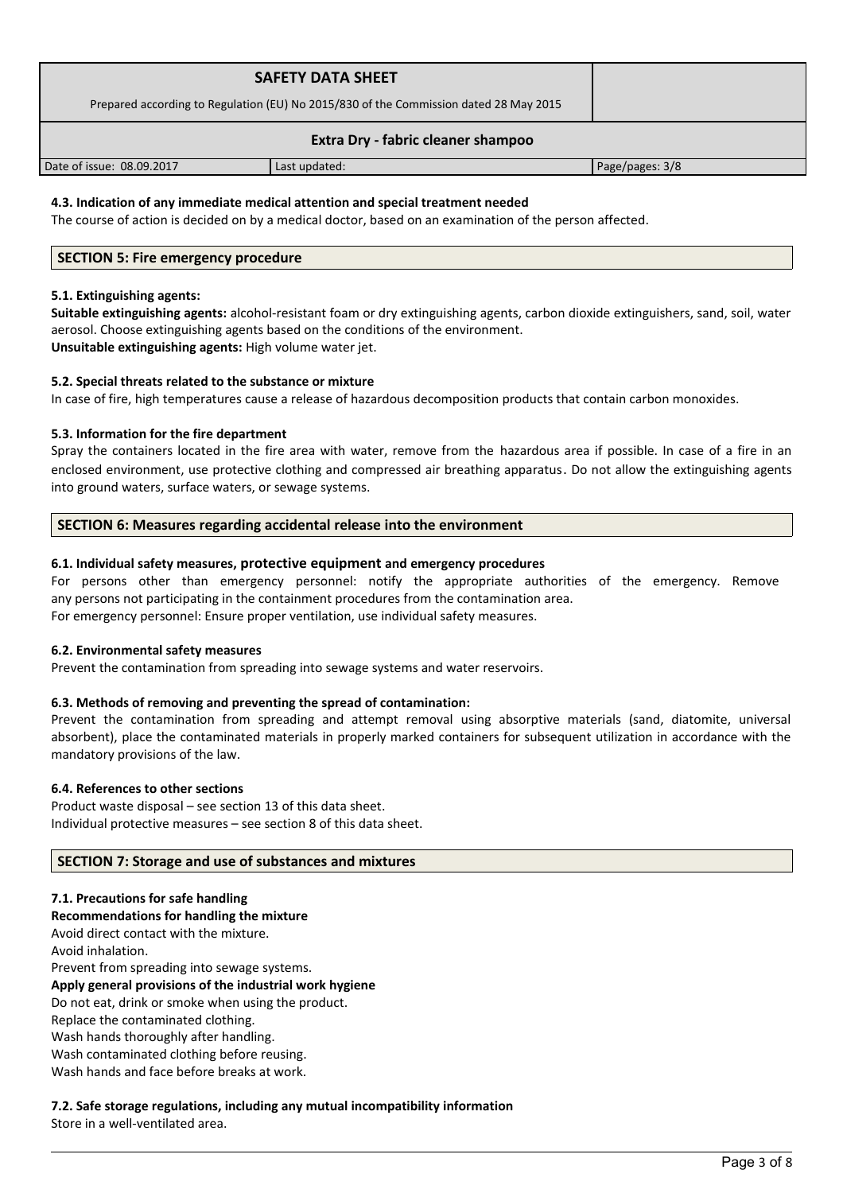### 4.3. Indication of any immediate medical attention and special treatment needed

The course of action is decided on by a medical doctor, based on an examination of the person affected.

## SECTION 5: Fire emergency procedure

### 5.1. Extinguishing agents:

**Suitable extinguishing agents:** alcohol-resistant foam or dry extinguishing agents, carbon dioxide extinguishers, sand, soil, water aerosol. Choose extinguishing agents based on the conditions of the environment.
**Unsuitable extinguishing agents:** High volume water jet.

### 5.2. Special threats related to the substance or mixture

In case of fire, high temperatures cause a release of hazardous decomposition products that contain carbon monoxides.

### 5.3. Information for the fire department

Spray the containers located in the fire area with water, remove from the hazardous area if possible. In case of a fire in an enclosed environment, use protective clothing and compressed air breathing apparatus. Do not allow the extinguishing agents into ground waters, surface waters, or sewage systems.

## SECTION 6: Measures regarding accidental release into the environment

### 6.1. Individual safety measures, protective equipment and emergency procedures

For persons other than emergency personnel: notify the appropriate authorities of the emergency. Remove any persons not participating in the containment procedures from the contamination area.
For emergency personnel: Ensure proper ventilation, use individual safety measures.

### 6.2. Environmental safety measures

Prevent the contamination from spreading into sewage systems and water reservoirs.

### 6.3. Methods of removing and preventing the spread of contamination:

Prevent the contamination from spreading and attempt removal using absorptive materials (sand, diatomite, universal absorbent), place the contaminated materials in properly marked containers for subsequent utilization in accordance with the mandatory provisions of the law.

### 6.4. References to other sections

Product waste disposal – see section 13 of this data sheet.
Individual protective measures – see section 8 of this data sheet.

## SECTION 7: Storage and use of substances and mixtures

### 7.1. Precautions for safe handling

**Recommendations for handling the mixture**

Avoid direct contact with the mixture.
Avoid inhalation.
Prevent from spreading into sewage systems.

**Apply general provisions of the industrial work hygiene**

Do not eat, drink or smoke when using the product.
Replace the contaminated clothing.
Wash hands thoroughly after handling.
Wash contaminated clothing before reusing.
Wash hands and face before breaks at work.

### 7.2. Safe storage regulations, including any mutual incompatibility information

Store in a well-ventilated area.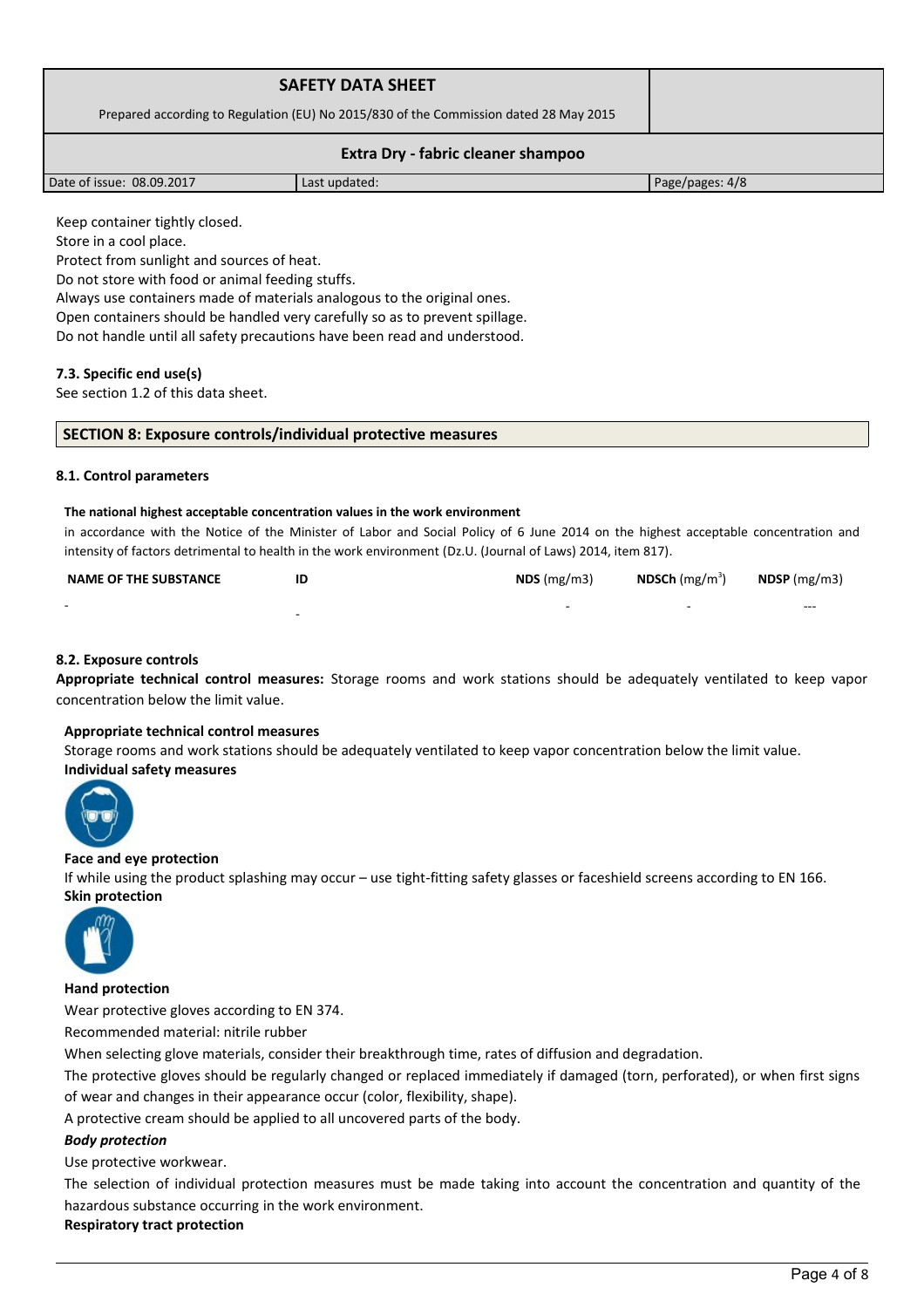Keep container tightly closed.
Store in a cool place.
Protect from sunlight and sources of heat.
Do not store with food or animal feeding stuffs.
Always use containers made of materials analogous to the original ones.
Open containers should be handled very carefully so as to prevent spillage.
Do not handle until all safety precautions have been read and understood.

### 7.3. Specific end use(s)

See section 1.2 of this data sheet.

## SECTION 8: Exposure controls/individual protective measures

### 8.1. Control parameters

**The national highest acceptable concentration values in the work environment**

in accordance with the Notice of the Minister of Labor and Social Policy of 6 June 2014 on the highest acceptable concentration and intensity of factors detrimental to health in the work environment (Dz.U. (Journal of Laws) 2014, item 817).

| NAME OF THE SUBSTANCE | ID | NDS (mg/m3) | NDSCh (mg/m$^3$) | NDSP (mg/m3) |
|---|---|---|---|---|
| - | - | - | - | --- |

### 8.2. Exposure controls

**Appropriate technical control measures:** Storage rooms and work stations should be adequately ventilated to keep vapor concentration below the limit value.

**Appropriate technical control measures**

Storage rooms and work stations should be adequately ventilated to keep vapor concentration below the limit value.

**Individual safety measures**

**Face and eye protection**

If while using the product splashing may occur – use tight-fitting safety glasses or faceshield screens according to EN 166.

**Skin protection**

**Hand protection**

Wear protective gloves according to EN 374.

Recommended material: nitrile rubber

When selecting glove materials, consider their breakthrough time, rates of diffusion and degradation.

The protective gloves should be regularly changed or replaced immediately if damaged (torn, perforated), or when first signs of wear and changes in their appearance occur (color, flexibility, shape).

A protective cream should be applied to all uncovered parts of the body.

***Body protection***

Use protective workwear.

The selection of individual protection measures must be made taking into account the concentration and quantity of the hazardous substance occurring in the work environment.

**Respiratory tract protection**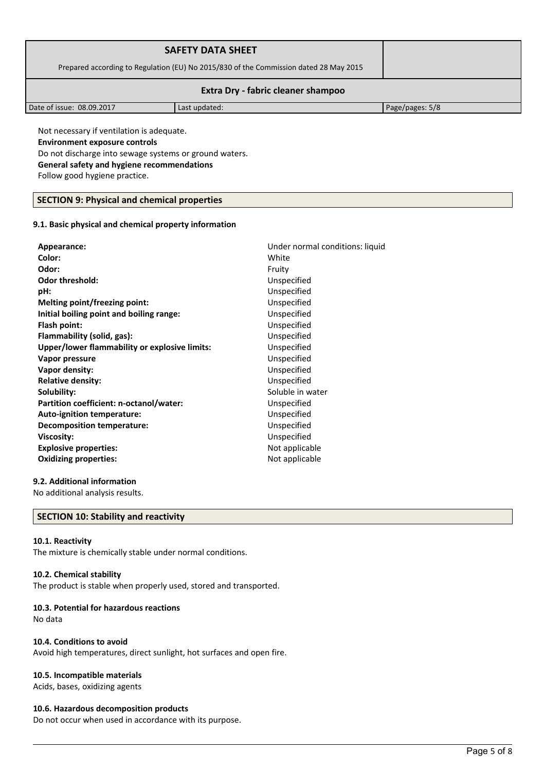Not necessary if ventilation is adequate.

**Environment exposure controls**

Do not discharge into sewage systems or ground waters.

**General safety and hygiene recommendations**

Follow good hygiene practice.

## SECTION 9: Physical and chemical properties

### 9.1. Basic physical and chemical property information

| | |
|---|---|
| **Appearance:** | Under normal conditions: liquid |
| **Color:** | White |
| **Odor:** | Fruity |
| **Odor threshold:** | Unspecified |
| **pH:** | Unspecified |
| **Melting point/freezing point:** | Unspecified |
| **Initial boiling point and boiling range:** | Unspecified |
| **Flash point:** | Unspecified |
| **Flammability (solid, gas):** | Unspecified |
| **Upper/lower flammability or explosive limits:** | Unspecified |
| **Vapor pressure** | Unspecified |
| **Vapor density:** | Unspecified |
| **Relative density:** | Unspecified |
| **Solubility:** | Soluble in water |
| **Partition coefficient: n-octanol/water:** | Unspecified |
| **Auto-ignition temperature:** | Unspecified |
| **Decomposition temperature:** | Unspecified |
| **Viscosity:** | Unspecified |
| **Explosive properties:** | Not applicable |
| **Oxidizing properties:** | Not applicable |

### 9.2. Additional information

No additional analysis results.

## SECTION 10: Stability and reactivity

### 10.1. Reactivity

The mixture is chemically stable under normal conditions.

### 10.2. Chemical stability

The product is stable when properly used, stored and transported.

### 10.3. Potential for hazardous reactions

No data

### 10.4. Conditions to avoid

Avoid high temperatures, direct sunlight, hot surfaces and open fire.

### 10.5. Incompatible materials

Acids, bases, oxidizing agents

### 10.6. Hazardous decomposition products

Do not occur when used in accordance with its purpose.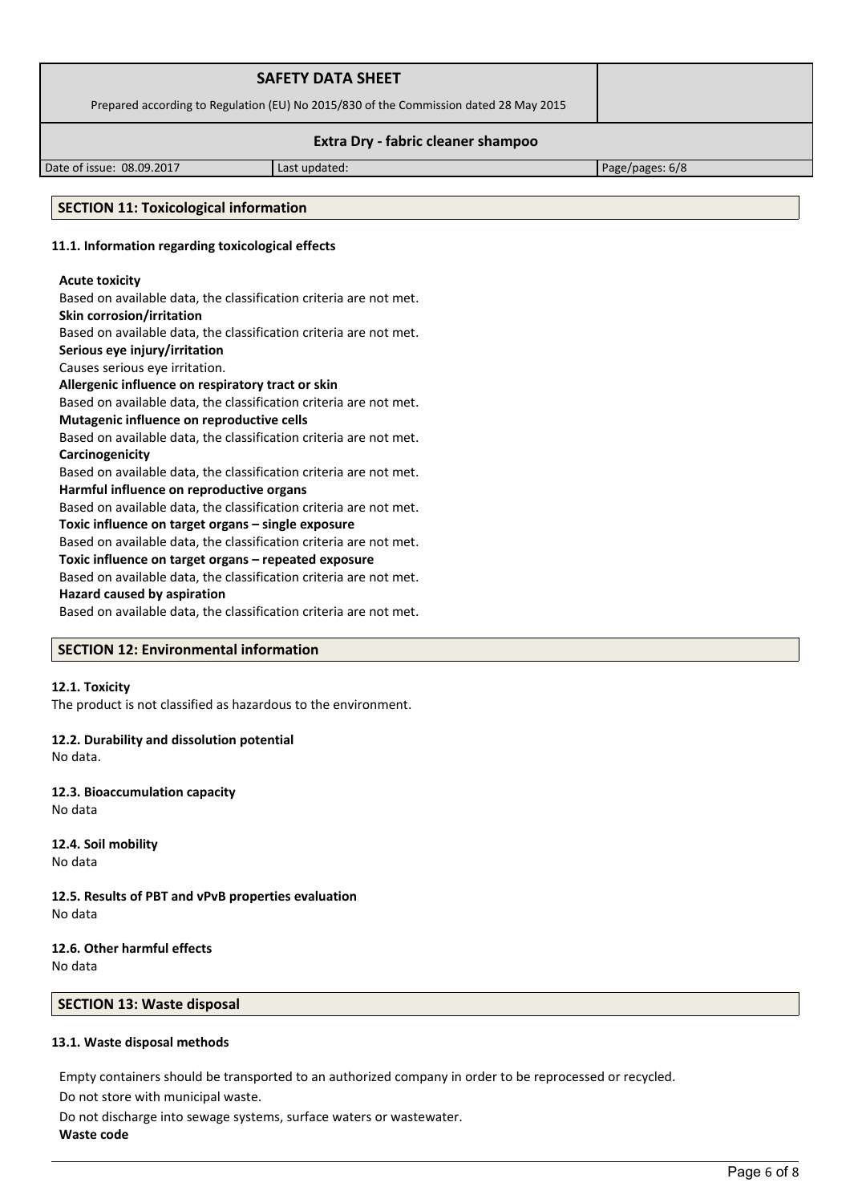## SECTION 11: Toxicological information

### 11.1. Information regarding toxicological effects

**Acute toxicity**
Based on available data, the classification criteria are not met.

**Skin corrosion/irritation**
Based on available data, the classification criteria are not met.

**Serious eye injury/irritation**
Causes serious eye irritation.

**Allergenic influence on respiratory tract or skin**
Based on available data, the classification criteria are not met.

**Mutagenic influence on reproductive cells**
Based on available data, the classification criteria are not met.

**Carcinogenicity**
Based on available data, the classification criteria are not met.

**Harmful influence on reproductive organs**
Based on available data, the classification criteria are not met.

**Toxic influence on target organs – single exposure**
Based on available data, the classification criteria are not met.

**Toxic influence on target organs – repeated exposure**
Based on available data, the classification criteria are not met.

**Hazard caused by aspiration**
Based on available data, the classification criteria are not met.

## SECTION 12: Environmental information

### 12.1. Toxicity
The product is not classified as hazardous to the environment.

### 12.2. Durability and dissolution potential
No data.

### 12.3. Bioaccumulation capacity
No data

### 12.4. Soil mobility
No data

### 12.5. Results of PBT and vPvB properties evaluation
No data

### 12.6. Other harmful effects
No data

## SECTION 13: Waste disposal

### 13.1. Waste disposal methods

Empty containers should be transported to an authorized company in order to be reprocessed or recycled.

Do not store with municipal waste.

Do not discharge into sewage systems, surface waters or wastewater.

**Waste code**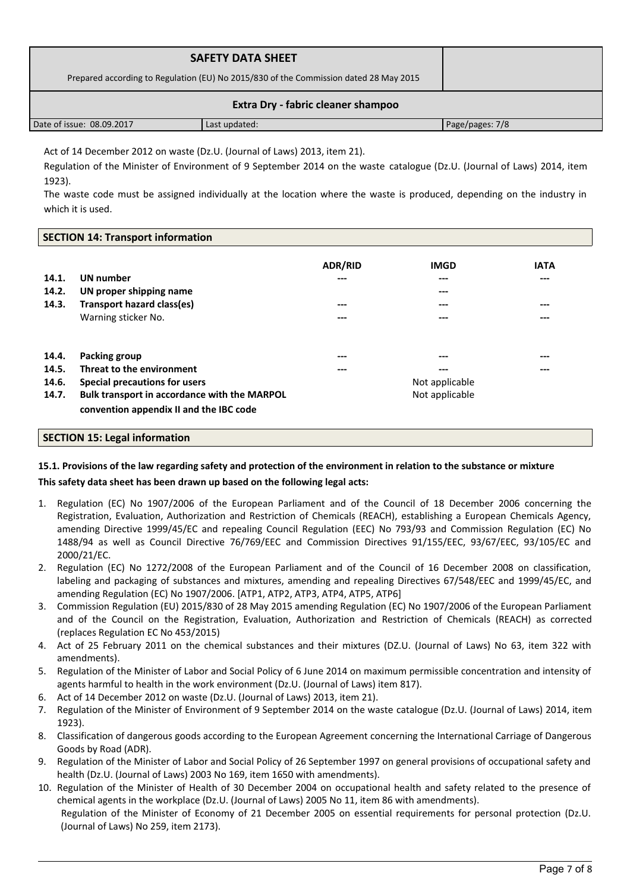Act of 14 December 2012 on waste (Dz.U. (Journal of Laws) 2013, item 21).

Regulation of the Minister of Environment of 9 September 2014 on the waste catalogue (Dz.U. (Journal of Laws) 2014, item 1923).

The waste code must be assigned individually at the location where the waste is produced, depending on the industry in which it is used.

## SECTION 14: Transport information

| | | ADR/RID | IMGD | IATA |
|---|---|---|---|---|
| **14.1.** | **UN number** | --- | --- | --- |
| **14.2.** | **UN proper shipping name** | | --- | |
| **14.3.** | **Transport hazard class(es)** | --- | --- | --- |
| | Warning sticker No. | --- | --- | --- |
| **14.4.** | **Packing group** | --- | --- | --- |
| **14.5.** | **Threat to the environment** | --- | --- | --- |
| **14.6.** | **Special precautions for users** | | Not applicable | |
| **14.7.** | **Bulk transport in accordance with the MARPOL convention appendix II and the IBC code** | | Not applicable | |

## SECTION 15: Legal information

### 15.1. Provisions of the law regarding safety and protection of the environment in relation to the substance or mixture

**This safety data sheet has been drawn up based on the following legal acts:**

1. Regulation (EC) No 1907/2006 of the European Parliament and of the Council of 18 December 2006 concerning the Registration, Evaluation, Authorization and Restriction of Chemicals (REACH), establishing a European Chemicals Agency, amending Directive 1999/45/EC and repealing Council Regulation (EEC) No 793/93 and Commission Regulation (EC) No 1488/94 as well as Council Directive 76/769/EEC and Commission Directives 91/155/EEC, 93/67/EEC, 93/105/EC and 2000/21/EC.
2. Regulation (EC) No 1272/2008 of the European Parliament and of the Council of 16 December 2008 on classification, labeling and packaging of substances and mixtures, amending and repealing Directives 67/548/EEC and 1999/45/EC, and amending Regulation (EC) No 1907/2006. [ATP1, ATP2, ATP3, ATP4, ATP5, ATP6]
3. Commission Regulation (EU) 2015/830 of 28 May 2015 amending Regulation (EC) No 1907/2006 of the European Parliament and of the Council on the Registration, Evaluation, Authorization and Restriction of Chemicals (REACH) as corrected (replaces Regulation EC No 453/2015)
4. Act of 25 February 2011 on the chemical substances and their mixtures (DZ.U. (Journal of Laws) No 63, item 322 with amendments).
5. Regulation of the Minister of Labor and Social Policy of 6 June 2014 on maximum permissible concentration and intensity of agents harmful to health in the work environment (Dz.U. (Journal of Laws) item 817).
6. Act of 14 December 2012 on waste (Dz.U. (Journal of Laws) 2013, item 21).
7. Regulation of the Minister of Environment of 9 September 2014 on the waste catalogue (Dz.U. (Journal of Laws) 2014, item 1923).
8. Classification of dangerous goods according to the European Agreement concerning the International Carriage of Dangerous Goods by Road (ADR).
9. Regulation of the Minister of Labor and Social Policy of 26 September 1997 on general provisions of occupational safety and health (Dz.U. (Journal of Laws) 2003 No 169, item 1650 with amendments).
10. Regulation of the Minister of Health of 30 December 2004 on occupational health and safety related to the presence of chemical agents in the workplace (Dz.U. (Journal of Laws) 2005 No 11, item 86 with amendments).
    Regulation of the Minister of Economy of 21 December 2005 on essential requirements for personal protection (Dz.U. (Journal of Laws) No 259, item 2173).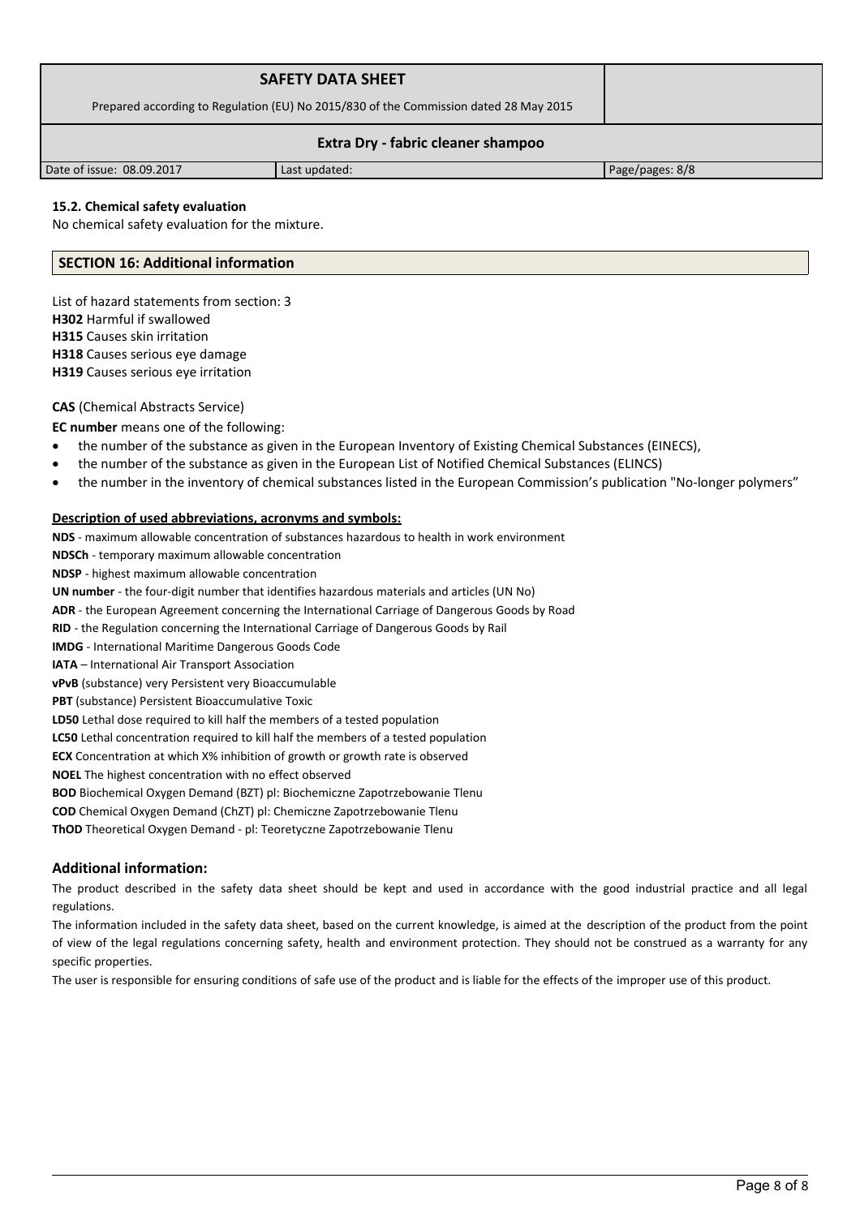### 15.2. Chemical safety evaluation

No chemical safety evaluation for the mixture.

## SECTION 16: Additional information

List of hazard statements from section: 3

**H302** Harmful if swallowed
**H315** Causes skin irritation
**H318** Causes serious eye damage
**H319** Causes serious eye irritation

**CAS** (Chemical Abstracts Service)

**EC number** means one of the following:

- the number of the substance as given in the European Inventory of Existing Chemical Substances (EINECS),
- the number of the substance as given in the European List of Notified Chemical Substances (ELINCS)
- the number in the inventory of chemical substances listed in the European Commission's publication "No-longer polymers"

**Description of used abbreviations, acronyms and symbols:**

**NDS** - maximum allowable concentration of substances hazardous to health in work environment
**NDSCh** - temporary maximum allowable concentration
**NDSP** - highest maximum allowable concentration
**UN number** - the four-digit number that identifies hazardous materials and articles (UN No)
**ADR** - the European Agreement concerning the International Carriage of Dangerous Goods by Road
**RID** - the Regulation concerning the International Carriage of Dangerous Goods by Rail
**IMDG** - International Maritime Dangerous Goods Code
**IATA** – International Air Transport Association
**vPvB** (substance) very Persistent very Bioaccumulable
**PBT** (substance) Persistent Bioaccumulative Toxic
**LD50** Lethal dose required to kill half the members of a tested population
**LC50** Lethal concentration required to kill half the members of a tested population
**ECX** Concentration at which X% inhibition of growth or growth rate is observed
**NOEL** The highest concentration with no effect observed
**BOD** Biochemical Oxygen Demand (BZT) pl: Biochemiczne Zapotrzebowanie Tlenu
**COD** Chemical Oxygen Demand (ChZT) pl: Chemiczne Zapotrzebowanie Tlenu
**ThOD** Theoretical Oxygen Demand - pl: Teoretyczne Zapotrzebowanie Tlenu

### Additional information:

The product described in the safety data sheet should be kept and used in accordance with the good industrial practice and all legal regulations.

The information included in the safety data sheet, based on the current knowledge, is aimed at the description of the product from the point of view of the legal regulations concerning safety, health and environment protection. They should not be construed as a warranty for any specific properties.

The user is responsible for ensuring conditions of safe use of the product and is liable for the effects of the improper use of this product.